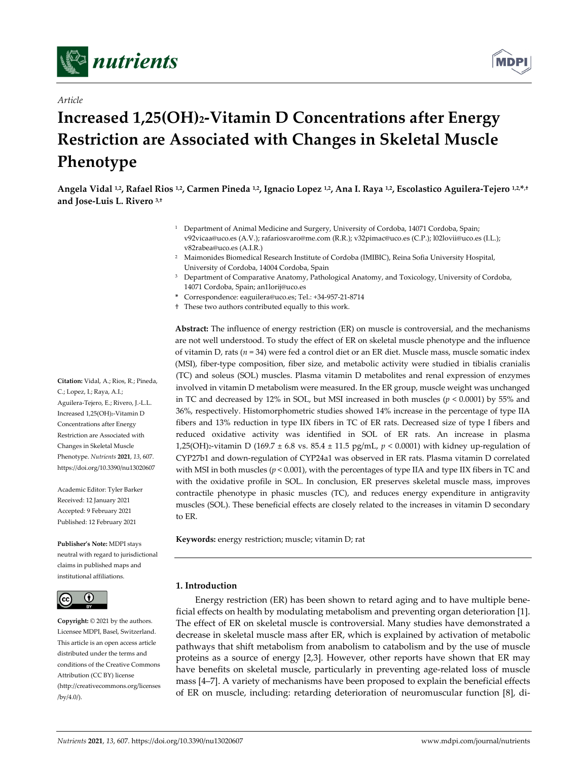*Article*

# Increased 1,25(OH)$_2$-Vitamin D Concentrations after Energy Restriction are Associated with Changes in Skeletal Muscle Phenotype

**Angela Vidal [1,2], Rafael Rios [1,2], Carmen Pineda [1,2], Ignacio Lopez [1,2], Ana I. Raya [1,2], Escolastico Aguilera-Tejero [1,2,*,†] and Jose-Luis L. Rivero [3,†]**

[1] Department of Animal Medicine and Surgery, University of Cordoba, 14071 Cordoba, Spain; v92vicaa@uco.es (A.V.); rafariosvaro@me.com (R.R.); v32pimac@uco.es (C.P.); l02lovii@uco.es (I.L.); v82rabea@uco.es (A.I.R.)

[2] Maimonides Biomedical Research Institute of Cordoba (IMIBIC), Reina Sofia University Hospital, University of Cordoba, 14004 Cordoba, Spain

[3] Department of Comparative Anatomy, Pathological Anatomy, and Toxicology, University of Cordoba, 14071 Cordoba, Spain; an1lorij@uco.es

\* Correspondence: eaguilera@uco.es; Tel.: +34-957-21-8714

† These two authors contributed equally to this work.

**Citation:** Vidal, A.; Rios, R.; Pineda, C.; Lopez, I.; Raya, A.I.; Aguilera-Tejero, E.; Rivero, J.-L.L. Increased 1,25(OH)$_2$-Vitamin D Concentrations after Energy Restriction are Associated with Changes in Skeletal Muscle Phenotype. *Nutrients* **2021**, *13*, 607. https://doi.org/10.3390/nu13020607

Academic Editor: Tyler Barker
Received: 12 January 2021
Accepted: 9 February 2021
Published: 12 February 2021

**Publisher's Note:** MDPI stays neutral with regard to jurisdictional claims in published maps and institutional affiliations.

**Copyright:** © 2021 by the authors. Licensee MDPI, Basel, Switzerland. This article is an open access article distributed under the terms and conditions of the Creative Commons Attribution (CC BY) license (http://creativecommons.org/licenses/by/4.0/).

**Abstract:** The influence of energy restriction (ER) on muscle is controversial, and the mechanisms are not well understood. To study the effect of ER on skeletal muscle phenotype and the influence of vitamin D, rats ($n$ = 34) were fed a control diet or an ER diet. Muscle mass, muscle somatic index (MSI), fiber-type composition, fiber size, and metabolic activity were studied in tibialis cranialis (TC) and soleus (SOL) muscles. Plasma vitamin D metabolites and renal expression of enzymes involved in vitamin D metabolism were measured. In the ER group, muscle weight was unchanged in TC and decreased by 12% in SOL, but MSI increased in both muscles ($p < 0.0001$) by 55% and 36%, respectively. Histomorphometric studies showed 14% increase in the percentage of type IIA fibers and 13% reduction in type IIX fibers in TC of ER rats. Decreased size of type I fibers and reduced oxidative activity was identified in SOL of ER rats. An increase in plasma 1,25(OH)$_2$-vitamin D (169.7 ± 6.8 vs. 85.4 ± 11.5 pg/mL, $p < 0.0001$) with kidney up-regulation of CYP27b1 and down-regulation of CYP24a1 was observed in ER rats. Plasma vitamin D correlated with MSI in both muscles ($p < 0.001$), with the percentages of type IIA and type IIX fibers in TC and with the oxidative profile in SOL. In conclusion, ER preserves skeletal muscle mass, improves contractile phenotype in phasic muscles (TC), and reduces energy expenditure in antigravity muscles (SOL). These beneficial effects are closely related to the increases in vitamin D secondary to ER.

**Keywords:** energy restriction; muscle; vitamin D; rat

## 1. Introduction

Energy restriction (ER) has been shown to retard aging and to have multiple beneficial effects on health by modulating metabolism and preventing organ deterioration [1]. The effect of ER on skeletal muscle is controversial. Many studies have demonstrated a decrease in skeletal muscle mass after ER, which is explained by activation of metabolic pathways that shift metabolism from anabolism to catabolism and by the use of muscle proteins as a source of energy [2,3]. However, other reports have shown that ER may have benefits on skeletal muscle, particularly in preventing age-related loss of muscle mass [4–7]. A variety of mechanisms have been proposed to explain the beneficial effects of ER on muscle, including: retarding deterioration of neuromuscular function [8], di-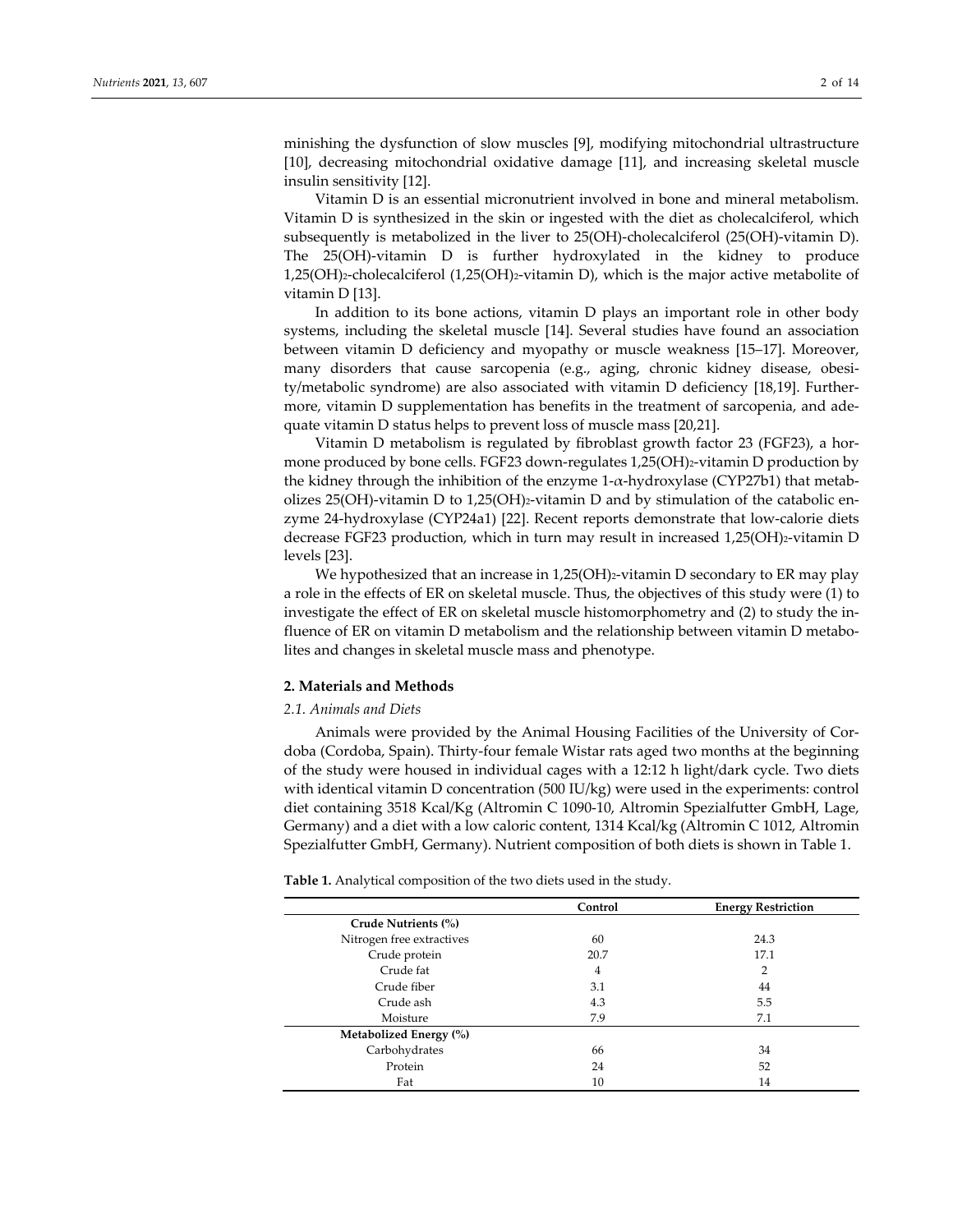minishing the dysfunction of slow muscles [9], modifying mitochondrial ultrastructure [10], decreasing mitochondrial oxidative damage [11], and increasing skeletal muscle insulin sensitivity [12].

Vitamin D is an essential micronutrient involved in bone and mineral metabolism. Vitamin D is synthesized in the skin or ingested with the diet as cholecalciferol, which subsequently is metabolized in the liver to 25(OH)-cholecalciferol (25(OH)-vitamin D). The 25(OH)-vitamin D is further hydroxylated in the kidney to produce 1,25$(OH)_2$-cholecalciferol (1,25$(OH)_2$-vitamin D), which is the major active metabolite of vitamin D [13].

In addition to its bone actions, vitamin D plays an important role in other body systems, including the skeletal muscle [14]. Several studies have found an association between vitamin D deficiency and myopathy or muscle weakness [15–17]. Moreover, many disorders that cause sarcopenia (e.g., aging, chronic kidney disease, obesity/metabolic syndrome) are also associated with vitamin D deficiency [18,19]. Furthermore, vitamin D supplementation has benefits in the treatment of sarcopenia, and adequate vitamin D status helps to prevent loss of muscle mass [20,21].

Vitamin D metabolism is regulated by fibroblast growth factor 23 (FGF23), a hormone produced by bone cells. FGF23 down-regulates 1,25$(OH)_2$-vitamin D production by the kidney through the inhibition of the enzyme 1-$\alpha$-hydroxylase (CYP27b1) that metabolizes 25(OH)-vitamin D to 1,25$(OH)_2$-vitamin D and by stimulation of the catabolic enzyme 24-hydroxylase (CYP24a1) [22]. Recent reports demonstrate that low-calorie diets decrease FGF23 production, which in turn may result in increased 1,25$(OH)_2$-vitamin D levels [23].

We hypothesized that an increase in 1,25$(OH)_2$-vitamin D secondary to ER may play a role in the effects of ER on skeletal muscle. Thus, the objectives of this study were (1) to investigate the effect of ER on skeletal muscle histomorphometry and (2) to study the influence of ER on vitamin D metabolism and the relationship between vitamin D metabolites and changes in skeletal muscle mass and phenotype.

## 2. Materials and Methods

### 2.1. Animals and Diets

Animals were provided by the Animal Housing Facilities of the University of Cordoba (Cordoba, Spain). Thirty-four female Wistar rats aged two months at the beginning of the study were housed in individual cages with a 12:12 h light/dark cycle. Two diets with identical vitamin D concentration (500 IU/kg) were used in the experiments: control diet containing 3518 Kcal/Kg (Altromin C 1090-10, Altromin Spezialfutter GmbH, Lage, Germany) and a diet with a low caloric content, 1314 Kcal/kg (Altromin C 1012, Altromin Spezialfutter GmbH, Germany). Nutrient composition of both diets is shown in Table 1.

**Table 1.** Analytical composition of the two diets used in the study.

| | Control | Energy Restriction |
|---|---|---|
| **Crude Nutrients (%)** | | |
| Nitrogen free extractives | 60 | 24.3 |
| Crude protein | 20.7 | 17.1 |
| Crude fat | 4 | 2 |
| Crude fiber | 3.1 | 44 |
| Crude ash | 4.3 | 5.5 |
| Moisture | 7.9 | 7.1 |
| **Metabolized Energy (%)** | | |
| Carbohydrates | 66 | 34 |
| Protein | 24 | 52 |
| Fat | 10 | 14 |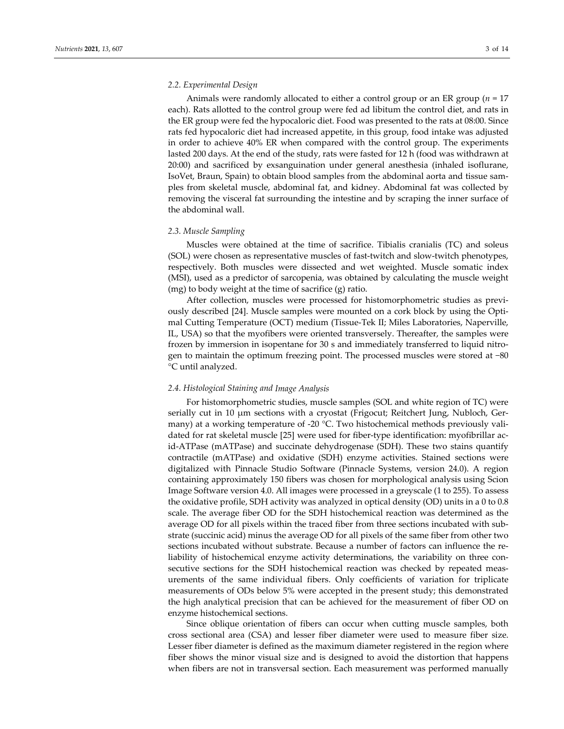### 2.2. Experimental Design

Animals were randomly allocated to either a control group or an ER group ($n$ = 17 each). Rats allotted to the control group were fed ad libitum the control diet, and rats in the ER group were fed the hypocaloric diet. Food was presented to the rats at 08:00. Since rats fed hypocaloric diet had increased appetite, in this group, food intake was adjusted in order to achieve 40% ER when compared with the control group. The experiments lasted 200 days. At the end of the study, rats were fasted for 12 h (food was withdrawn at 20:00) and sacrificed by exsanguination under general anesthesia (inhaled isoflurane, IsoVet, Braun, Spain) to obtain blood samples from the abdominal aorta and tissue samples from skeletal muscle, abdominal fat, and kidney. Abdominal fat was collected by removing the visceral fat surrounding the intestine and by scraping the inner surface of the abdominal wall.

### 2.3. Muscle Sampling

Muscles were obtained at the time of sacrifice. Tibialis cranialis (TC) and soleus (SOL) were chosen as representative muscles of fast-twitch and slow-twitch phenotypes, respectively. Both muscles were dissected and wet weighted. Muscle somatic index (MSI), used as a predictor of sarcopenia, was obtained by calculating the muscle weight (mg) to body weight at the time of sacrifice (g) ratio.

After collection, muscles were processed for histomorphometric studies as previously described [24]. Muscle samples were mounted on a cork block by using the Optimal Cutting Temperature (OCT) medium (Tissue-Tek II; Miles Laboratories, Naperville, IL, USA) so that the myofibers were oriented transversely. Thereafter, the samples were frozen by immersion in isopentane for 30 s and immediately transferred to liquid nitrogen to maintain the optimum freezing point. The processed muscles were stored at −80 °C until analyzed.

### 2.4. Histological Staining and Image Analysis

For histomorphometric studies, muscle samples (SOL and white region of TC) were serially cut in 10 μm sections with a cryostat (Frigocut; Reitchert Jung, Nubloch, Germany) at a working temperature of -20 °C. Two histochemical methods previously validated for rat skeletal muscle [25] were used for fiber-type identification: myofibrillar acid-ATPase (mATPase) and succinate dehydrogenase (SDH). These two stains quantify contractile (mATPase) and oxidative (SDH) enzyme activities. Stained sections were digitalized with Pinnacle Studio Software (Pinnacle Systems, version 24.0). A region containing approximately 150 fibers was chosen for morphological analysis using Scion Image Software version 4.0. All images were processed in a greyscale (1 to 255). To assess the oxidative profile, SDH activity was analyzed in optical density (OD) units in a 0 to 0.8 scale. The average fiber OD for the SDH histochemical reaction was determined as the average OD for all pixels within the traced fiber from three sections incubated with substrate (succinic acid) minus the average OD for all pixels of the same fiber from other two sections incubated without substrate. Because a number of factors can influence the reliability of histochemical enzyme activity determinations, the variability on three consecutive sections for the SDH histochemical reaction was checked by repeated measurements of the same individual fibers. Only coefficients of variation for triplicate measurements of ODs below 5% were accepted in the present study; this demonstrated the high analytical precision that can be achieved for the measurement of fiber OD on enzyme histochemical sections.

Since oblique orientation of fibers can occur when cutting muscle samples, both cross sectional area (CSA) and lesser fiber diameter were used to measure fiber size. Lesser fiber diameter is defined as the maximum diameter registered in the region where fiber shows the minor visual size and is designed to avoid the distortion that happens when fibers are not in transversal section. Each measurement was performed manually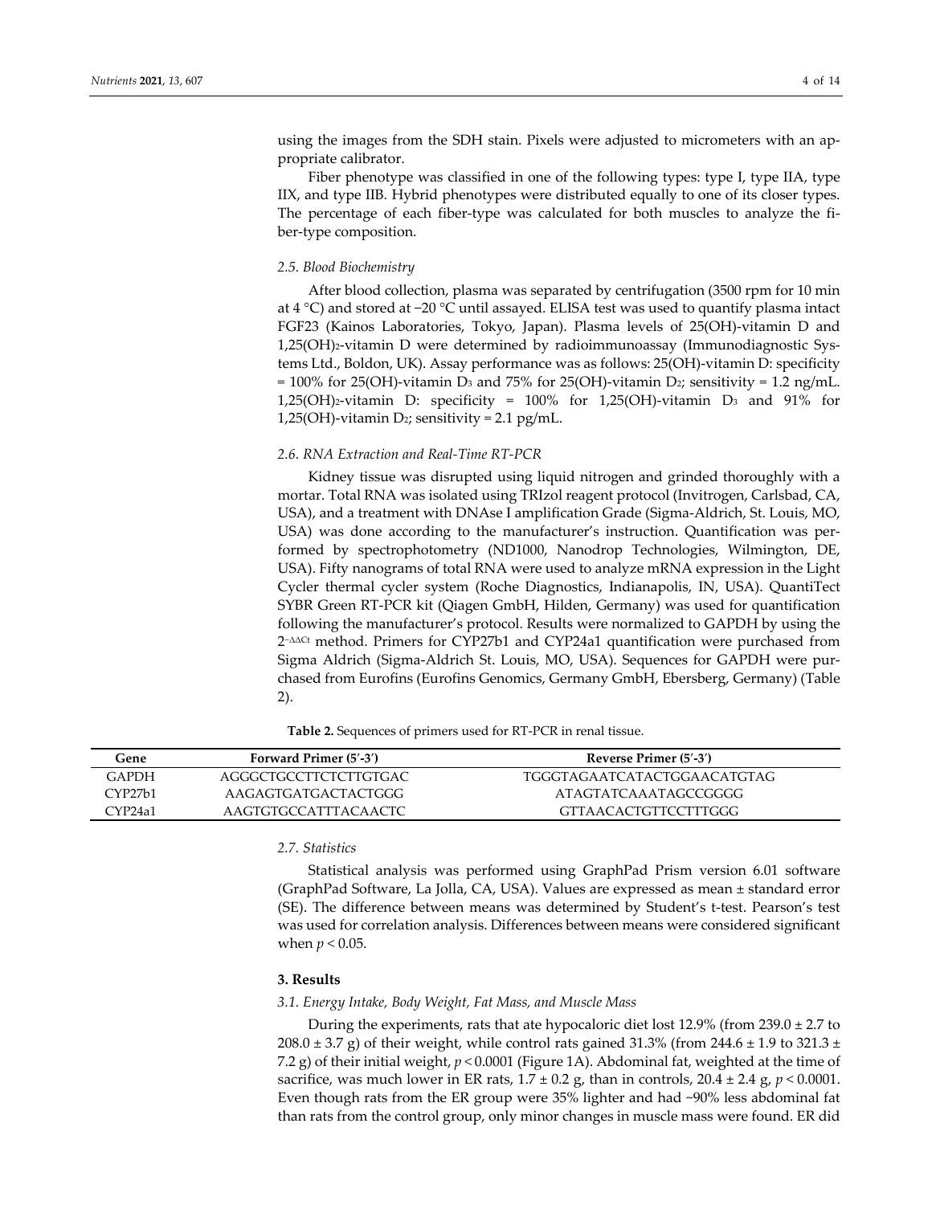using the images from the SDH stain. Pixels were adjusted to micrometers with an appropriate calibrator.

Fiber phenotype was classified in one of the following types: type I, type IIA, type IIX, and type IIB. Hybrid phenotypes were distributed equally to one of its closer types. The percentage of each fiber-type was calculated for both muscles to analyze the fiber-type composition.

### *2.5. Blood Biochemistry*

After blood collection, plasma was separated by centrifugation (3500 rpm for 10 min at 4 °C) and stored at −20 °C until assayed. ELISA test was used to quantify plasma intact FGF23 (Kainos Laboratories, Tokyo, Japan). Plasma levels of 25(OH)-vitamin D and $1,25(OH)_2$-vitamin D were determined by radioimmunoassay (Immunodiagnostic Systems Ltd., Boldon, UK). Assay performance was as follows: 25(OH)-vitamin D: specificity = 100% for 25(OH)-vitamin $D_3$ and 75% for 25(OH)-vitamin $D_2$; sensitivity = 1.2 ng/mL. $1,25(OH)_2$-vitamin D: specificity = 100% for 1,25(OH)-vitamin $D_3$ and 91% for 1,25(OH)-vitamin $D_2$; sensitivity = 2.1 pg/mL.

### *2.6. RNA Extraction and Real-Time RT-PCR*

Kidney tissue was disrupted using liquid nitrogen and grinded thoroughly with a mortar. Total RNA was isolated using TRIzol reagent protocol (Invitrogen, Carlsbad, CA, USA), and a treatment with DNAse I amplification Grade (Sigma-Aldrich, St. Louis, MO, USA) was done according to the manufacturer's instruction. Quantification was performed by spectrophotometry (ND1000, Nanodrop Technologies, Wilmington, DE, USA). Fifty nanograms of total RNA were used to analyze mRNA expression in the Light Cycler thermal cycler system (Roche Diagnostics, Indianapolis, IN, USA). QuantiTect SYBR Green RT-PCR kit (Qiagen GmbH, Hilden, Germany) was used for quantification following the manufacturer's protocol. Results were normalized to GAPDH by using the $2^{-\Delta\Delta Ct}$ method. Primers for CYP27b1 and CYP24a1 quantification were purchased from Sigma Aldrich (Sigma-Aldrich St. Louis, MO, USA). Sequences for GAPDH were purchased from Eurofins (Eurofins Genomics, Germany GmbH, Ebersberg, Germany) (Table 2).

**Table 2.** Sequences of primers used for RT-PCR in renal tissue.

| Gene | Forward Primer (5′-3′) | Reverse Primer (5′-3′) |
|---|---|---|
| GAPDH | AGGGCTGCCTTCTCTTGTGAC | TGGGTAGAATCATACTGGAACATGTAG |
| CYP27b1 | AAGAGTGATGACTACTGGG | ATAGTATCAAATAGCCGGGG |
| CYP24a1 | AAGTGTGCCATTTACAACTC | GTTAACACTGTTCCTTTGGG |

### *2.7. Statistics*

Statistical analysis was performed using GraphPad Prism version 6.01 software (GraphPad Software, La Jolla, CA, USA). Values are expressed as mean ± standard error (SE). The difference between means was determined by Student's t-test. Pearson's test was used for correlation analysis. Differences between means were considered significant when $p < 0.05$.

## **3. Results**

### *3.1. Energy Intake, Body Weight, Fat Mass, and Muscle Mass*

During the experiments, rats that ate hypocaloric diet lost 12.9% (from 239.0 ± 2.7 to 208.0 ± 3.7 g) of their weight, while control rats gained 31.3% (from 244.6 ± 1.9 to 321.3 ± 7.2 g) of their initial weight, $p < 0.0001$ (Figure 1A). Abdominal fat, weighted at the time of sacrifice, was much lower in ER rats, 1.7 ± 0.2 g, than in controls, 20.4 ± 2.4 g, $p < 0.0001$. Even though rats from the ER group were 35% lighter and had ~90% less abdominal fat than rats from the control group, only minor changes in muscle mass were found. ER did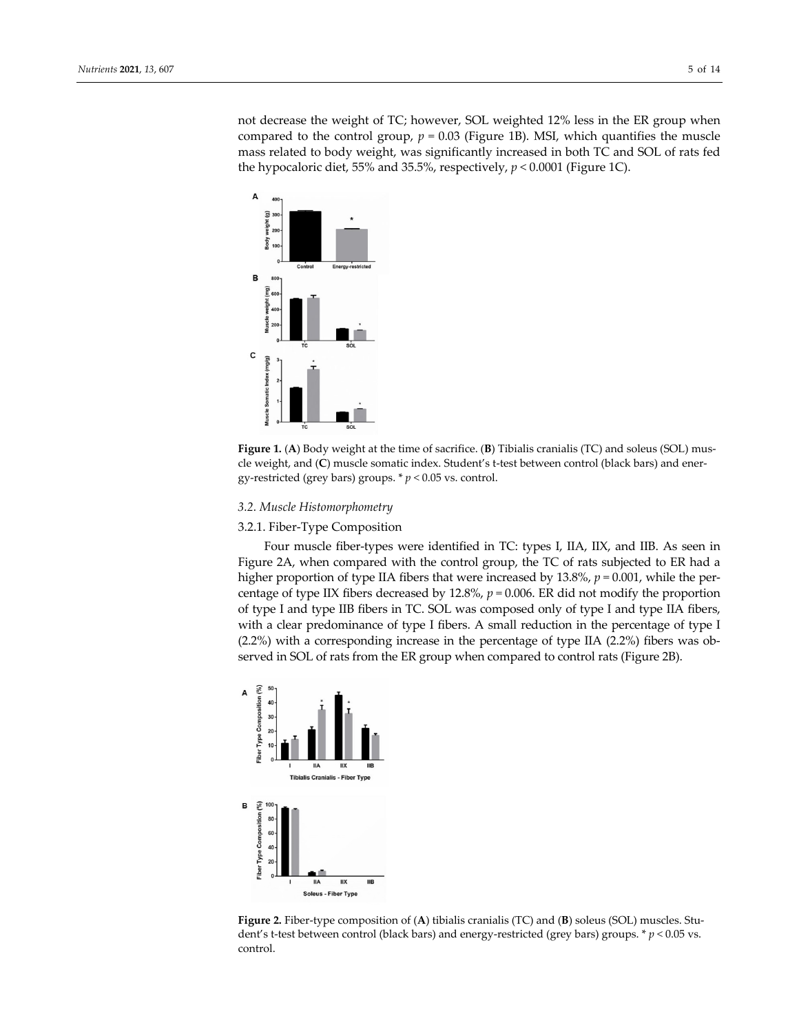not decrease the weight of TC; however, SOL weighted 12% less in the ER group when compared to the control group, $p = 0.03$ (Figure 1B). MSI, which quantifies the muscle mass related to body weight, was significantly increased in both TC and SOL of rats fed the hypocaloric diet, 55% and 35.5%, respectively, $p < 0.0001$ (Figure 1C).

**Figure 1.** (**A**) Body weight at the time of sacrifice. (**B**) Tibialis cranialis (TC) and soleus (SOL) muscle weight, and (**C**) muscle somatic index. Student's t-test between control (black bars) and energy-restricted (grey bars) groups. * $p < 0.05$ vs. control.

### 3.2. Muscle Histomorphometry

#### 3.2.1. Fiber-Type Composition

Four muscle fiber-types were identified in TC: types I, IIA, IIX, and IIB. As seen in Figure 2A, when compared with the control group, the TC of rats subjected to ER had a higher proportion of type IIA fibers that were increased by 13.8%, $p = 0.001$, while the percentage of type IIX fibers decreased by 12.8%, $p = 0.006$. ER did not modify the proportion of type I and type IIB fibers in TC. SOL was composed only of type I and type IIA fibers, with a clear predominance of type I fibers. A small reduction in the percentage of type I (2.2%) with a corresponding increase in the percentage of type IIA (2.2%) fibers was observed in SOL of rats from the ER group when compared to control rats (Figure 2B).

**Figure 2.** Fiber-type composition of (**A**) tibialis cranialis (TC) and (**B**) soleus (SOL) muscles. Student's t-test between control (black bars) and energy-restricted (grey bars) groups. * $p < 0.05$ vs. control.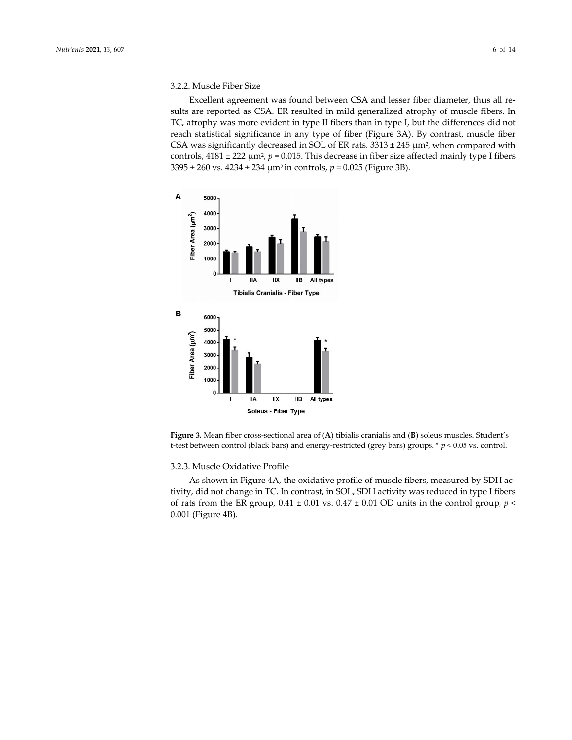### 3.2.2. Muscle Fiber Size

Excellent agreement was found between CSA and lesser fiber diameter, thus all results are reported as CSA. ER resulted in mild generalized atrophy of muscle fibers. In TC, atrophy was more evident in type II fibers than in type I, but the differences did not reach statistical significance in any type of fiber (Figure 3A). By contrast, muscle fiber CSA was significantly decreased in SOL of ER rats, 3313 ± 245 $\mu m^2$, when compared with controls, 4181 ± 222 $\mu m^2$, $p = 0.015$. This decrease in fiber size affected mainly type I fibers 3395 ± 260 vs. 4234 ± 234 $\mu m^2$ in controls, $p = 0.025$ (Figure 3B).

**Figure 3.** Mean fiber cross-sectional area of (**A**) tibialis cranialis and (**B**) soleus muscles. Student's t-test between control (black bars) and energy-restricted (grey bars) groups. * $p < 0.05$ vs. control.

### 3.2.3. Muscle Oxidative Profile

As shown in Figure 4A, the oxidative profile of muscle fibers, measured by SDH activity, did not change in TC. In contrast, in SOL, SDH activity was reduced in type I fibers of rats from the ER group, 0.41 ± 0.01 vs. 0.47 ± 0.01 OD units in the control group, $p < 0.001$ (Figure 4B).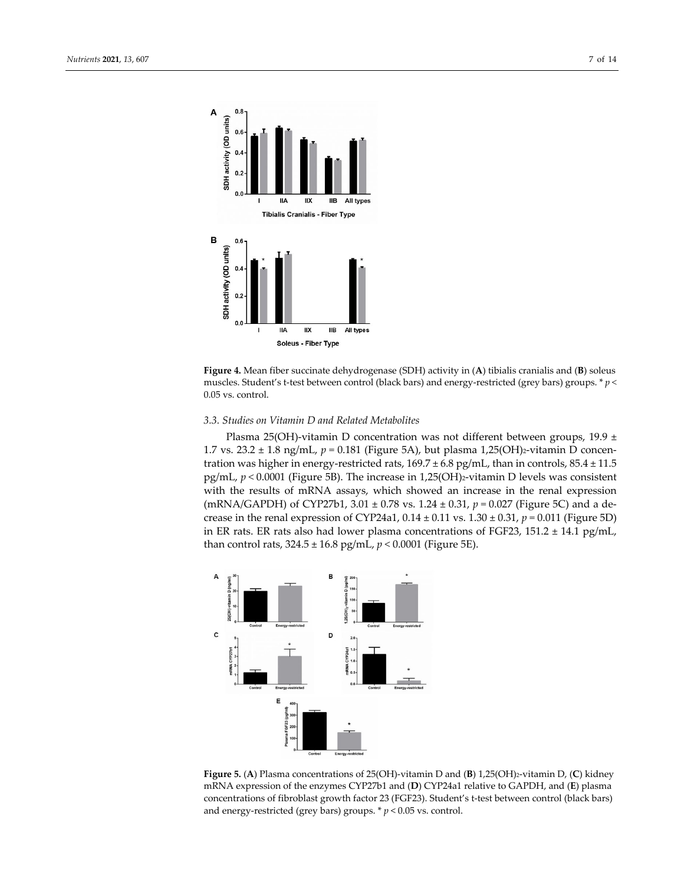**Figure 4.** Mean fiber succinate dehydrogenase (SDH) activity in (**A**) tibialis cranialis and (**B**) soleus muscles. Student's t-test between control (black bars) and energy-restricted (grey bars) groups. * $p < 0.05$ vs. control.

### 3.3. Studies on Vitamin D and Related Metabolites

Plasma 25(OH)-vitamin D concentration was not different between groups, 19.9 ± 1.7 vs. 23.2 ± 1.8 ng/mL, $p = 0.181$ (Figure 5A), but plasma $1,25(OH)_2$-vitamin D concentration was higher in energy-restricted rats, 169.7 ± 6.8 pg/mL, than in controls, 85.4 ± 11.5 pg/mL, $p < 0.0001$ (Figure 5B). The increase in $1,25(OH)_2$-vitamin D levels was consistent with the results of mRNA assays, which showed an increase in the renal expression (mRNA/GAPDH) of CYP27b1, 3.01 ± 0.78 vs. 1.24 ± 0.31, $p = 0.027$ (Figure 5C) and a decrease in the renal expression of CYP24a1, 0.14 ± 0.11 vs. 1.30 ± 0.31, $p = 0.011$ (Figure 5D) in ER rats. ER rats also had lower plasma concentrations of FGF23, 151.2 ± 14.1 pg/mL, than control rats, 324.5 ± 16.8 pg/mL, $p < 0.0001$ (Figure 5E).

**Figure 5.** (**A**) Plasma concentrations of 25(OH)-vitamin D and (**B**) $1,25(OH)_2$-vitamin D, (**C**) kidney mRNA expression of the enzymes CYP27b1 and (**D**) CYP24a1 relative to GAPDH, and (**E**) plasma concentrations of fibroblast growth factor 23 (FGF23). Student's t-test between control (black bars) and energy-restricted (grey bars) groups. * $p < 0.05$ vs. control.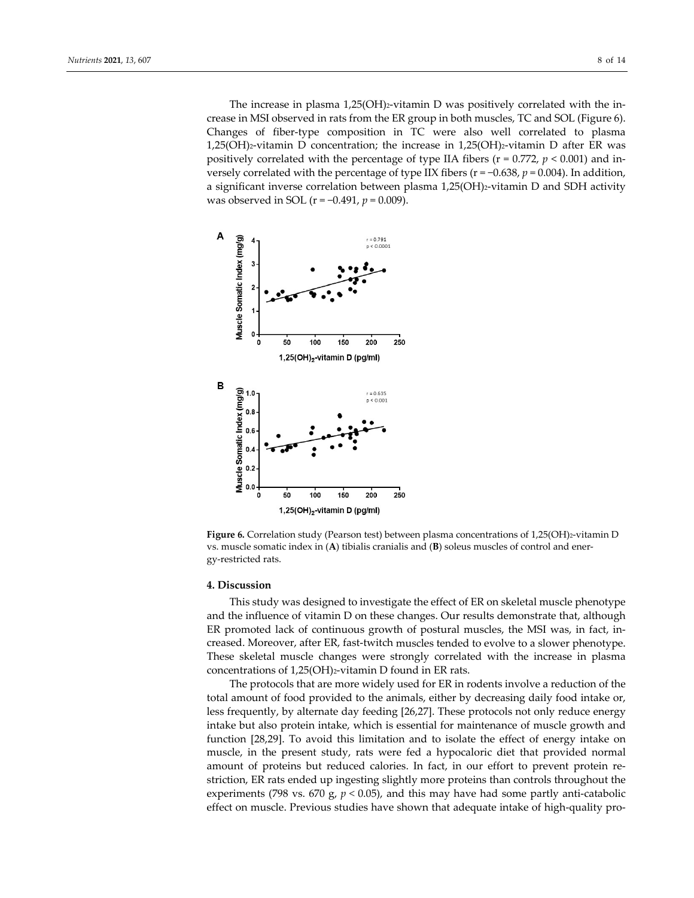The increase in plasma 1,25(OH)$_2$-vitamin D was positively correlated with the increase in MSI observed in rats from the ER group in both muscles, TC and SOL (Figure 6). Changes of fiber-type composition in TC were also well correlated to plasma 1,25(OH)$_2$-vitamin D concentration; the increase in 1,25(OH)$_2$-vitamin D after ER was positively correlated with the percentage of type IIA fibers ($r = 0.772$, $p < 0.001$) and inversely correlated with the percentage of type IIX fibers ($r = -0.638$, $p = 0.004$). In addition, a significant inverse correlation between plasma 1,25(OH)$_2$-vitamin D and SDH activity was observed in SOL ($r = -0.491$, $p = 0.009$).

**Figure 6.** Correlation study (Pearson test) between plasma concentrations of 1,25(OH)$_2$-vitamin D vs. muscle somatic index in (**A**) tibialis cranialis and (**B**) soleus muscles of control and energy-restricted rats.

## 4. Discussion

This study was designed to investigate the effect of ER on skeletal muscle phenotype and the influence of vitamin D on these changes. Our results demonstrate that, although ER promoted lack of continuous growth of postural muscles, the MSI was, in fact, increased. Moreover, after ER, fast-twitch muscles tended to evolve to a slower phenotype. These skeletal muscle changes were strongly correlated with the increase in plasma concentrations of 1,25(OH)$_2$-vitamin D found in ER rats.

The protocols that are more widely used for ER in rodents involve a reduction of the total amount of food provided to the animals, either by decreasing daily food intake or, less frequently, by alternate day feeding [26,27]. These protocols not only reduce energy intake but also protein intake, which is essential for maintenance of muscle growth and function [28,29]. To avoid this limitation and to isolate the effect of energy intake on muscle, in the present study, rats were fed a hypocaloric diet that provided normal amount of proteins but reduced calories. In fact, in our effort to prevent protein restriction, ER rats ended up ingesting slightly more proteins than controls throughout the experiments (798 vs. 670 g, $p < 0.05$), and this may have had some partly anti-catabolic effect on muscle. Previous studies have shown that adequate intake of high-quality pro-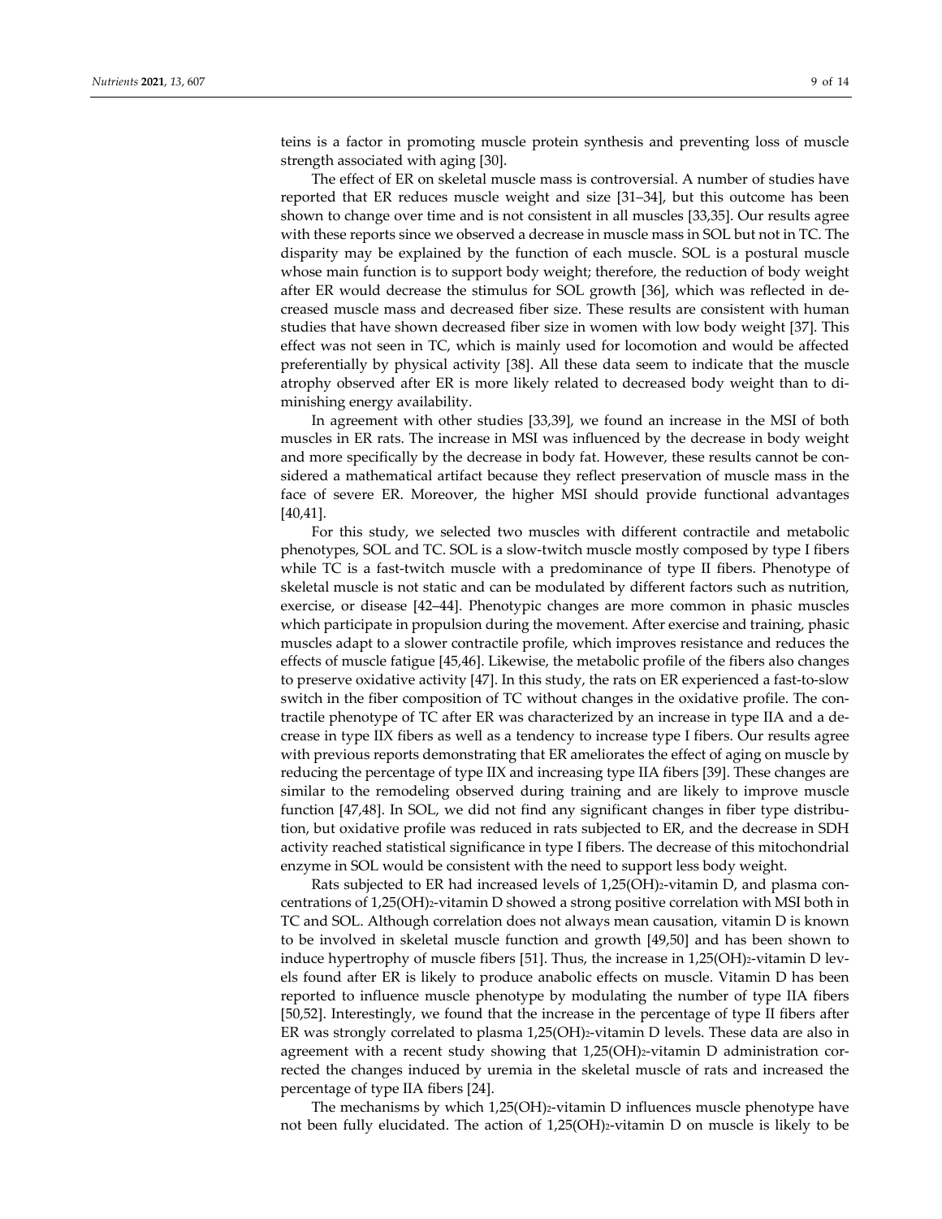teins is a factor in promoting muscle protein synthesis and preventing loss of muscle strength associated with aging [30].

The effect of ER on skeletal muscle mass is controversial. A number of studies have reported that ER reduces muscle weight and size [31–34], but this outcome has been shown to change over time and is not consistent in all muscles [33,35]. Our results agree with these reports since we observed a decrease in muscle mass in SOL but not in TC. The disparity may be explained by the function of each muscle. SOL is a postural muscle whose main function is to support body weight; therefore, the reduction of body weight after ER would decrease the stimulus for SOL growth [36], which was reflected in decreased muscle mass and decreased fiber size. These results are consistent with human studies that have shown decreased fiber size in women with low body weight [37]. This effect was not seen in TC, which is mainly used for locomotion and would be affected preferentially by physical activity [38]. All these data seem to indicate that the muscle atrophy observed after ER is more likely related to decreased body weight than to diminishing energy availability.

In agreement with other studies [33,39], we found an increase in the MSI of both muscles in ER rats. The increase in MSI was influenced by the decrease in body weight and more specifically by the decrease in body fat. However, these results cannot be considered a mathematical artifact because they reflect preservation of muscle mass in the face of severe ER. Moreover, the higher MSI should provide functional advantages [40,41].

For this study, we selected two muscles with different contractile and metabolic phenotypes, SOL and TC. SOL is a slow-twitch muscle mostly composed by type I fibers while TC is a fast-twitch muscle with a predominance of type II fibers. Phenotype of skeletal muscle is not static and can be modulated by different factors such as nutrition, exercise, or disease [42–44]. Phenotypic changes are more common in phasic muscles which participate in propulsion during the movement. After exercise and training, phasic muscles adapt to a slower contractile profile, which improves resistance and reduces the effects of muscle fatigue [45,46]. Likewise, the metabolic profile of the fibers also changes to preserve oxidative activity [47]. In this study, the rats on ER experienced a fast-to-slow switch in the fiber composition of TC without changes in the oxidative profile. The contractile phenotype of TC after ER was characterized by an increase in type IIA and a decrease in type IIX fibers as well as a tendency to increase type I fibers. Our results agree with previous reports demonstrating that ER ameliorates the effect of aging on muscle by reducing the percentage of type IIX and increasing type IIA fibers [39]. These changes are similar to the remodeling observed during training and are likely to improve muscle function [47,48]. In SOL, we did not find any significant changes in fiber type distribution, but oxidative profile was reduced in rats subjected to ER, and the decrease in SDH activity reached statistical significance in type I fibers. The decrease of this mitochondrial enzyme in SOL would be consistent with the need to support less body weight.

Rats subjected to ER had increased levels of $1,25(OH)_2$-vitamin D, and plasma concentrations of $1,25(OH)_2$-vitamin D showed a strong positive correlation with MSI both in TC and SOL. Although correlation does not always mean causation, vitamin D is known to be involved in skeletal muscle function and growth [49,50] and has been shown to induce hypertrophy of muscle fibers [51]. Thus, the increase in $1,25(OH)_2$-vitamin D levels found after ER is likely to produce anabolic effects on muscle. Vitamin D has been reported to influence muscle phenotype by modulating the number of type IIA fibers [50,52]. Interestingly, we found that the increase in the percentage of type II fibers after ER was strongly correlated to plasma $1,25(OH)_2$-vitamin D levels. These data are also in agreement with a recent study showing that $1,25(OH)_2$-vitamin D administration corrected the changes induced by uremia in the skeletal muscle of rats and increased the percentage of type IIA fibers [24].

The mechanisms by which $1,25(OH)_2$-vitamin D influences muscle phenotype have not been fully elucidated. The action of $1,25(OH)_2$-vitamin D on muscle is likely to be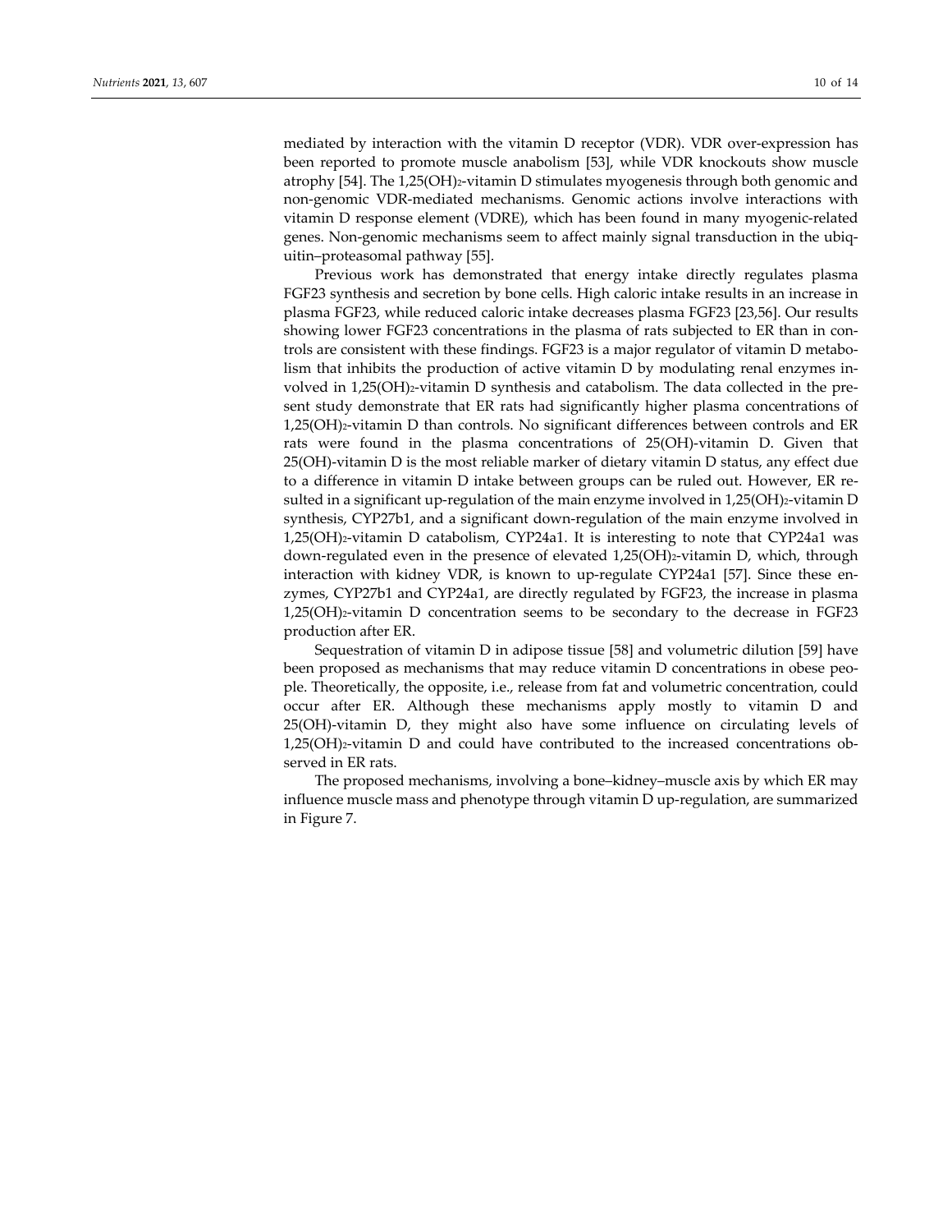mediated by interaction with the vitamin D receptor (VDR). VDR over-expression has been reported to promote muscle anabolism [53], while VDR knockouts show muscle atrophy [54]. The 1,25(OH)$_2$-vitamin D stimulates myogenesis through both genomic and non-genomic VDR-mediated mechanisms. Genomic actions involve interactions with vitamin D response element (VDRE), which has been found in many myogenic-related genes. Non-genomic mechanisms seem to affect mainly signal transduction in the ubiquitin–proteasomal pathway [55].

Previous work has demonstrated that energy intake directly regulates plasma FGF23 synthesis and secretion by bone cells. High caloric intake results in an increase in plasma FGF23, while reduced caloric intake decreases plasma FGF23 [23,56]. Our results showing lower FGF23 concentrations in the plasma of rats subjected to ER than in controls are consistent with these findings. FGF23 is a major regulator of vitamin D metabolism that inhibits the production of active vitamin D by modulating renal enzymes involved in 1,25(OH)$_2$-vitamin D synthesis and catabolism. The data collected in the present study demonstrate that ER rats had significantly higher plasma concentrations of 1,25(OH)$_2$-vitamin D than controls. No significant differences between controls and ER rats were found in the plasma concentrations of 25(OH)-vitamin D. Given that 25(OH)-vitamin D is the most reliable marker of dietary vitamin D status, any effect due to a difference in vitamin D intake between groups can be ruled out. However, ER resulted in a significant up-regulation of the main enzyme involved in 1,25(OH)$_2$-vitamin D synthesis, CYP27b1, and a significant down-regulation of the main enzyme involved in 1,25(OH)$_2$-vitamin D catabolism, CYP24a1. It is interesting to note that CYP24a1 was down-regulated even in the presence of elevated 1,25(OH)$_2$-vitamin D, which, through interaction with kidney VDR, is known to up-regulate CYP24a1 [57]. Since these enzymes, CYP27b1 and CYP24a1, are directly regulated by FGF23, the increase in plasma 1,25(OH)$_2$-vitamin D concentration seems to be secondary to the decrease in FGF23 production after ER.

Sequestration of vitamin D in adipose tissue [58] and volumetric dilution [59] have been proposed as mechanisms that may reduce vitamin D concentrations in obese people. Theoretically, the opposite, i.e., release from fat and volumetric concentration, could occur after ER. Although these mechanisms apply mostly to vitamin D and 25(OH)-vitamin D, they might also have some influence on circulating levels of 1,25(OH)$_2$-vitamin D and could have contributed to the increased concentrations observed in ER rats.

The proposed mechanisms, involving a bone–kidney–muscle axis by which ER may influence muscle mass and phenotype through vitamin D up-regulation, are summarized in Figure 7.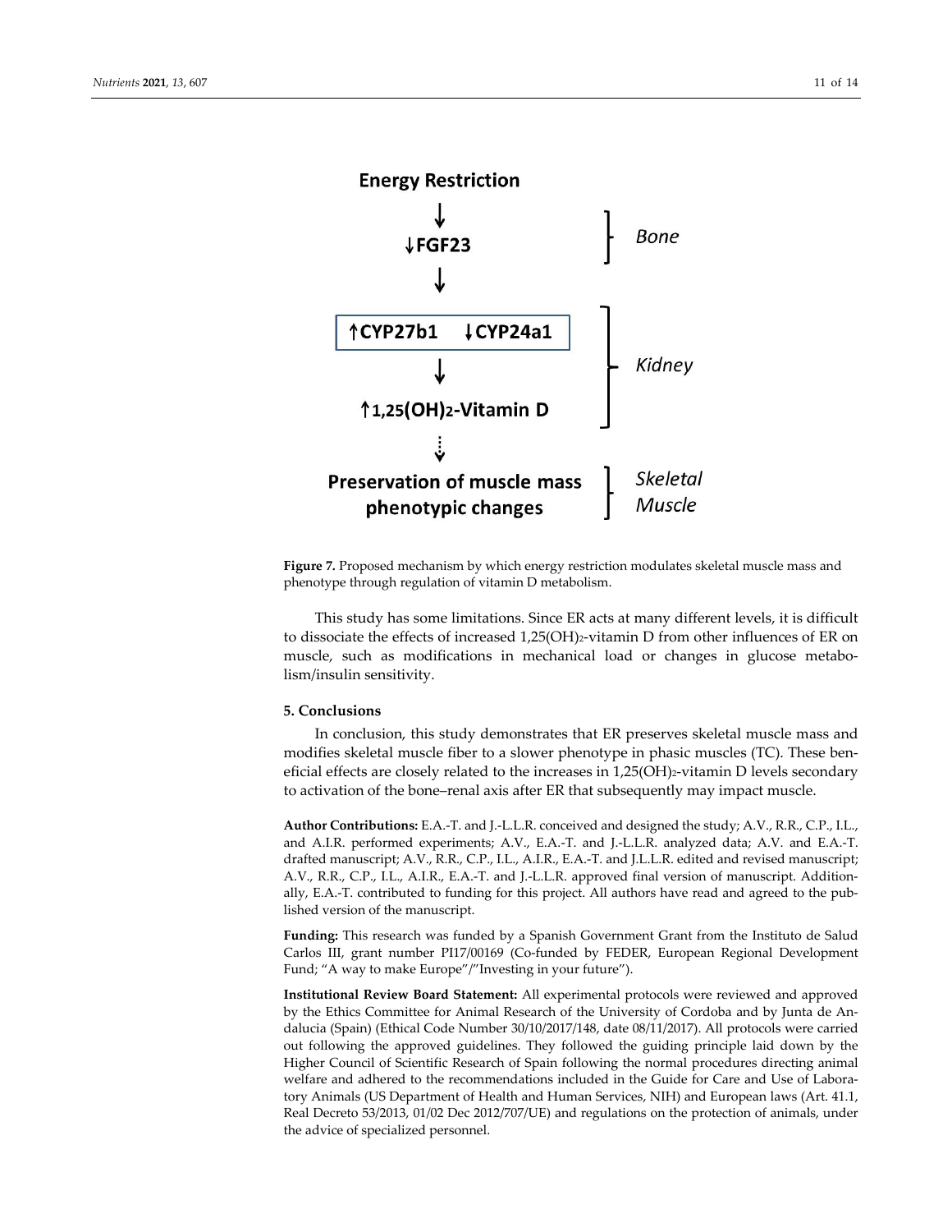**Figure 7.** Proposed mechanism by which energy restriction modulates skeletal muscle mass and phenotype through regulation of vitamin D metabolism.

This study has some limitations. Since ER acts at many different levels, it is difficult to dissociate the effects of increased 1,25$(OH)_2$-vitamin D from other influences of ER on muscle, such as modifications in mechanical load or changes in glucose metabolism/insulin sensitivity.

## 5. Conclusions

In conclusion, this study demonstrates that ER preserves skeletal muscle mass and modifies skeletal muscle fiber to a slower phenotype in phasic muscles (TC). These beneficial effects are closely related to the increases in 1,25$(OH)_2$-vitamin D levels secondary to activation of the bone–renal axis after ER that subsequently may impact muscle.

**Author Contributions:** E.A.-T. and J.-L.L.R. conceived and designed the study; A.V., R.R., C.P., I.L., and A.I.R. performed experiments; A.V., E.A.-T. and J.-L.L.R. analyzed data; A.V. and E.A.-T. drafted manuscript; A.V., R.R., C.P., I.L., A.I.R., E.A.-T. and J.L.L.R. edited and revised manuscript; A.V., R.R., C.P., I.L., A.I.R., E.A.-T. and J.-L.L.R. approved final version of manuscript. Additionally, E.A.-T. contributed to funding for this project. All authors have read and agreed to the published version of the manuscript.

**Funding:** This research was funded by a Spanish Government Grant from the Instituto de Salud Carlos III, grant number PI17/00169 (Co-funded by FEDER, European Regional Development Fund; "A way to make Europe"/"Investing in your future").

**Institutional Review Board Statement:** All experimental protocols were reviewed and approved by the Ethics Committee for Animal Research of the University of Cordoba and by Junta de Andalucia (Spain) (Ethical Code Number 30/10/2017/148, date 08/11/2017). All protocols were carried out following the approved guidelines. They followed the guiding principle laid down by the Higher Council of Scientific Research of Spain following the normal procedures directing animal welfare and adhered to the recommendations included in the Guide for Care and Use of Laboratory Animals (US Department of Health and Human Services, NIH) and European laws (Art. 41.1, Real Decreto 53/2013, 01/02 Dec 2012/707/UE) and regulations on the protection of animals, under the advice of specialized personnel.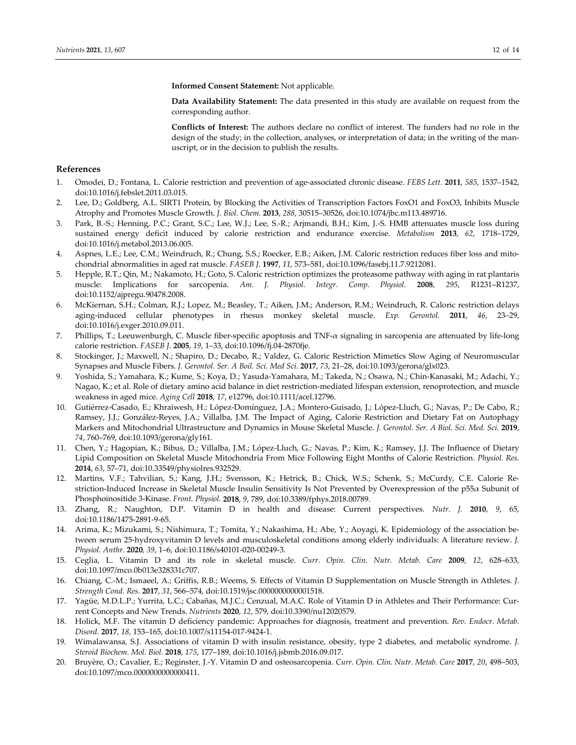**Informed Consent Statement:** Not applicable.

**Data Availability Statement:** The data presented in this study are available on request from the corresponding author.

**Conflicts of Interest:** The authors declare no conflict of interest. The funders had no role in the design of the study; in the collection, analyses, or interpretation of data; in the writing of the manuscript, or in the decision to publish the results.

## References

1. Omodei, D.; Fontana, L. Calorie restriction and prevention of age-associated chronic disease. *FEBS Lett.* **2011**, *585*, 1537–1542, doi:10.1016/j.febslet.2011.03.015.
2. Lee, D.; Goldberg, A.L. SIRT1 Protein, by Blocking the Activities of Transcription Factors FoxO1 and FoxO3, Inhibits Muscle Atrophy and Promotes Muscle Growth. *J. Biol. Chem.* **2013**, *288*, 30515–30526, doi:10.1074/jbc.m113.489716.
3. Park, B.-S.; Henning, P.C.; Grant, S.C.; Lee, W.J.; Lee, S.-R.; Arjmandi, B.H.; Kim, J.-S. HMB attenuates muscle loss during sustained energy deficit induced by calorie restriction and endurance exercise. *Metabolism* **2013**, *62*, 1718–1729, doi:10.1016/j.metabol.2013.06.005.
4. Aspnes, L.E.; Lee, C.M.; Weindruch, R.; Chung, S.S.; Roecker, E.B.; Aiken, J.M. Caloric restriction reduces fiber loss and mitochondrial abnormalities in aged rat muscle. *FASEB J.* **1997**, *11*, 573–581, doi:10.1096/fasebj.11.7.9212081.
5. Hepple, R.T.; Qin, M.; Nakamoto, H.; Goto, S. Caloric restriction optimizes the proteasome pathway with aging in rat plantaris muscle: Implications for sarcopenia. *Am. J. Physiol. Integr. Comp. Physiol.* **2008**, *295*, R1231–R1237, doi:10.1152/ajpregu.90478.2008.
6. McKiernan, S.H.; Colman, R.J.; Lopez, M.; Beasley, T.; Aiken, J.M.; Anderson, R.M.; Weindruch, R. Caloric restriction delays aging-induced cellular phenotypes in rhesus monkey skeletal muscle. *Exp. Gerontol.* **2011**, *46*, 23–29, doi:10.1016/j.exger.2010.09.011.
7. Phillips, T.; Leeuwenburgh, C. Muscle fiber-specific apoptosis and TNF-$\alpha$ signaling in sarcopenia are attenuated by life-long calorie restriction. *FASEB J.* **2005**, *19*, 1–33, doi:10.1096/fj.04-2870fje.
8. Stockinger, J.; Maxwell, N.; Shapiro, D.; Decabo, R.; Valdez, G. Caloric Restriction Mimetics Slow Aging of Neuromuscular Synapses and Muscle Fibers. *J. Gerontol. Ser. A Boil. Sci. Med Sci.* **2017**, *73*, 21–28, doi:10.1093/gerona/glx023.
9. Yoshida, S.; Yamahara, K.; Kume, S.; Koya, D.; Yasuda-Yamahara, M.; Takeda, N.; Osawa, N.; Chin-Kanasaki, M.; Adachi, Y.; Nagao, K.; et al. Role of dietary amino acid balance in diet restriction-mediated lifespan extension, renoprotection, and muscle weakness in aged mice. *Aging Cell* **2018**, *17*, e12796, doi:10.1111/acel.12796.
10. Gutiérrez-Casado, E.; Khraiwesh, H.; López-Domínguez, J.A.; Montero-Guisado, J.; López-Lluch, G.; Navas, P.; De Cabo, R.; Ramsey, J.J.; González-Reyes, J.A.; Villalba, J.M. The Impact of Aging, Calorie Restriction and Dietary Fat on Autophagy Markers and Mitochondrial Ultrastructure and Dynamics in Mouse Skeletal Muscle. *J. Gerontol. Ser. A Biol. Sci. Med. Sci.* **2019**, *74*, 760–769, doi:10.1093/gerona/gly161.
11. Chen, Y.; Hagopian, K.; Bibus, D.; Villalba, J.M.; López-Lluch, G.; Navas, P.; Kim, K.; Ramsey, J.J. The Influence of Dietary Lipid Composition on Skeletal Muscle Mitochondria From Mice Following Eight Months of Calorie Restriction. *Physiol. Res.* **2014**, *63*, 57–71, doi:10.33549/physiolres.932529.
12. Martins, V.F.; Tahvilian, S.; Kang, J.H.; Svensson, K.; Hetrick, B.; Chick, W.S.; Schenk, S.; McCurdy, C.E. Calorie Restriction-Induced Increase in Skeletal Muscle Insulin Sensitivity Is Not Prevented by Overexpression of the p55$\alpha$ Subunit of Phosphoinositide 3-Kinase. *Front. Physiol.* **2018**, *9*, 789, doi:10.3389/fphys.2018.00789.
13. Zhang, R.; Naughton, D.P. Vitamin D in health and disease: Current perspectives. *Nutr. J.* **2010**, *9*, 65, doi:10.1186/1475-2891-9-65.
14. Arima, K.; Mizukami, S.; Nishimura, T.; Tomita, Y.; Nakashima, H.; Abe, Y.; Aoyagi, K. Epidemiology of the association between serum 25-hydroxyvitamin D levels and musculoskeletal conditions among elderly individuals: A literature review. *J. Physiol. Anthr.* **2020**, *39*, 1–6, doi:10.1186/s40101-020-00249-3.
15. Ceglia, L. Vitamin D and its role in skeletal muscle. *Curr. Opin. Clin. Nutr. Metab. Care* **2009**, *12*, 628–633, doi:10.1097/mco.0b013e328331c707.
16. Chiang, C.-M.; Ismaeel, A.; Griffis, R.B.; Weems, S. Effects of Vitamin D Supplementation on Muscle Strength in Athletes. *J. Strength Cond. Res.* **2017**, *31*, 566–574, doi:10.1519/jsc.0000000000001518.
17. Yagüe, M.D.L.P.; Yurrita, L.C.; Cabañas, M.J.C.; Cenzual, M.A.C. Role of Vitamin D in Athletes and Their Performance: Current Concepts and New Trends. *Nutrients* **2020**, *12*, 579, doi:10.3390/nu12020579.
18. Holick, M.F. The vitamin D deficiency pandemic: Approaches for diagnosis, treatment and prevention. *Rev. Endocr. Metab. Disord.* **2017**, *18*, 153–165, doi:10.1007/s11154-017-9424-1.
19. Wimalawansa, S.J. Associations of vitamin D with insulin resistance, obesity, type 2 diabetes, and metabolic syndrome. *J. Steroid Biochem. Mol. Biol.* **2018**, *175*, 177–189, doi:10.1016/j.jsbmb.2016.09.017.
20. Bruyère, O.; Cavalier, E.; Reginster, J.-Y. Vitamin D and osteosarcopenia. *Curr. Opin. Clin. Nutr. Metab. Care* **2017**, *20*, 498–503, doi:10.1097/mco.0000000000000411.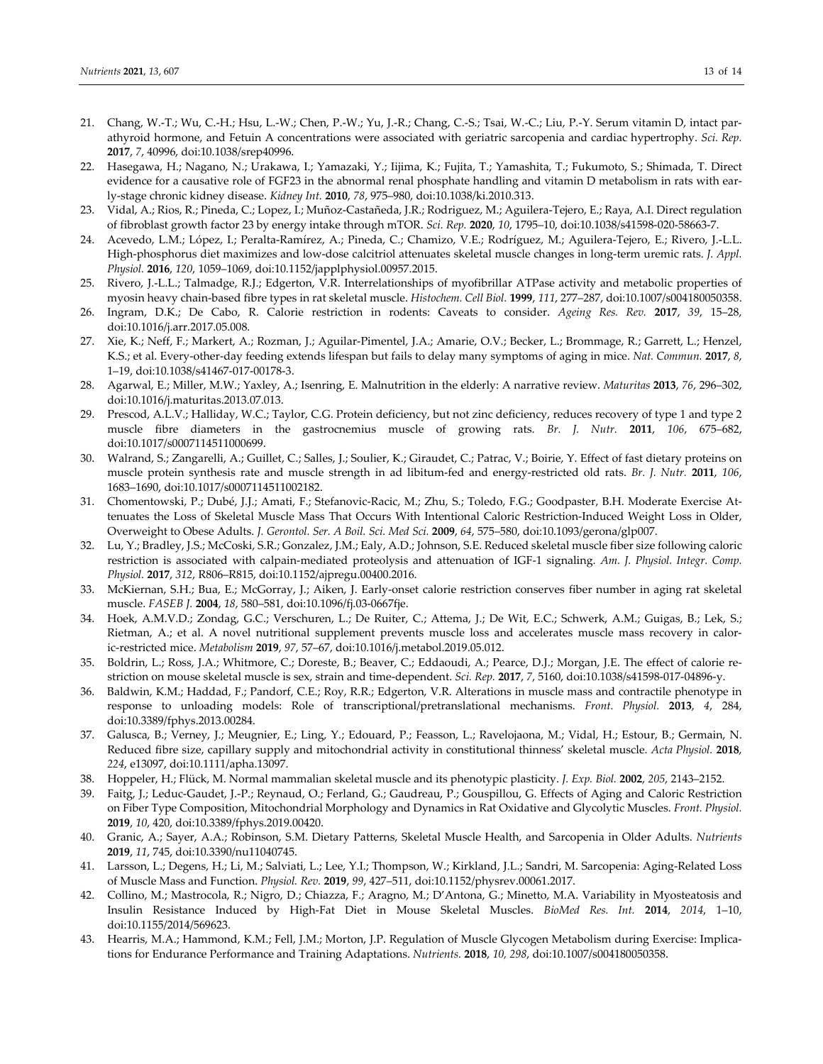21. Chang, W.-T.; Wu, C.-H.; Hsu, L.-W.; Chen, P.-W.; Yu, J.-R.; Chang, C.-S.; Tsai, W.-C.; Liu, P.-Y. Serum vitamin D, intact parathyroid hormone, and Fetuin A concentrations were associated with geriatric sarcopenia and cardiac hypertrophy. *Sci. Rep.* **2017**, *7*, 40996, doi:10.1038/srep40996.
22. Hasegawa, H.; Nagano, N.; Urakawa, I.; Yamazaki, Y.; Iijima, K.; Fujita, T.; Yamashita, T.; Fukumoto, S.; Shimada, T. Direct evidence for a causative role of FGF23 in the abnormal renal phosphate handling and vitamin D metabolism in rats with early-stage chronic kidney disease. *Kidney Int.* **2010**, *78*, 975–980, doi:10.1038/ki.2010.313.
23. Vidal, A.; Rios, R.; Pineda, C.; Lopez, I.; Muñoz-Castañeda, J.R.; Rodriguez, M.; Aguilera-Tejero, E.; Raya, A.I. Direct regulation of fibroblast growth factor 23 by energy intake through mTOR. *Sci. Rep.* **2020**, *10*, 1795–10, doi:10.1038/s41598-020-58663-7.
24. Acevedo, L.M.; López, I.; Peralta-Ramírez, A.; Pineda, C.; Chamizo, V.E.; Rodríguez, M.; Aguilera-Tejero, E.; Rivero, J.-L.L. High-phosphorus diet maximizes and low-dose calcitriol attenuates skeletal muscle changes in long-term uremic rats. *J. Appl. Physiol.* **2016**, *120*, 1059–1069, doi:10.1152/japplphysiol.00957.2015.
25. Rivero, J.-L.L.; Talmadge, R.J.; Edgerton, V.R. Interrelationships of myofibrillar ATPase activity and metabolic properties of myosin heavy chain-based fibre types in rat skeletal muscle. *Histochem. Cell Biol.* **1999**, *111*, 277–287, doi:10.1007/s004180050358.
26. Ingram, D.K.; De Cabo, R. Calorie restriction in rodents: Caveats to consider. *Ageing Res. Rev.* **2017**, *39*, 15–28, doi:10.1016/j.arr.2017.05.008.
27. Xie, K.; Neff, F.; Markert, A.; Rozman, J.; Aguilar-Pimentel, J.A.; Amarie, O.V.; Becker, L.; Brommage, R.; Garrett, L.; Henzel, K.S.; et al. Every-other-day feeding extends lifespan but fails to delay many symptoms of aging in mice. *Nat. Commun.* **2017**, *8*, 1–19, doi:10.1038/s41467-017-00178-3.
28. Agarwal, E.; Miller, M.W.; Yaxley, A.; Isenring, E. Malnutrition in the elderly: A narrative review. *Maturitas* **2013**, *76*, 296–302, doi:10.1016/j.maturitas.2013.07.013.
29. Prescod, A.L.V.; Halliday, W.C.; Taylor, C.G. Protein deficiency, but not zinc deficiency, reduces recovery of type 1 and type 2 muscle fibre diameters in the gastrocnemius muscle of growing rats. *Br. J. Nutr.* **2011**, *106*, 675–682, doi:10.1017/s0007114511000699.
30. Walrand, S.; Zangarelli, A.; Guillet, C.; Salles, J.; Soulier, K.; Giraudet, C.; Patrac, V.; Boirie, Y. Effect of fast dietary proteins on muscle protein synthesis rate and muscle strength in ad libitum-fed and energy-restricted old rats. *Br. J. Nutr.* **2011**, *106*, 1683–1690, doi:10.1017/s0007114511002182.
31. Chomentowski, P.; Dubé, J.J.; Amati, F.; Stefanovic-Racic, M.; Zhu, S.; Toledo, F.G.; Goodpaster, B.H. Moderate Exercise Attenuates the Loss of Skeletal Muscle Mass That Occurs With Intentional Caloric Restriction-Induced Weight Loss in Older, Overweight to Obese Adults. *J. Gerontol. Ser. A Boil. Sci. Med Sci.* **2009**, *64*, 575–580, doi:10.1093/gerona/glp007.
32. Lu, Y.; Bradley, J.S.; McCoski, S.R.; Gonzalez, J.M.; Ealy, A.D.; Johnson, S.E. Reduced skeletal muscle fiber size following caloric restriction is associated with calpain-mediated proteolysis and attenuation of IGF-1 signaling. *Am. J. Physiol. Integr. Comp. Physiol.* **2017**, *312*, R806–R815, doi:10.1152/ajpregu.00400.2016.
33. McKiernan, S.H.; Bua, E.; McGorray, J.; Aiken, J. Early-onset calorie restriction conserves fiber number in aging rat skeletal muscle. *FASEB J.* **2004**, *18*, 580–581, doi:10.1096/fj.03-0667fje.
34. Hoek, A.M.V.D.; Zondag, G.C.; Verschuren, L.; De Ruiter, C.; Attema, J.; De Wit, E.C.; Schwerk, A.M.; Guigas, B.; Lek, S.; Rietman, A.; et al. A novel nutritional supplement prevents muscle loss and accelerates muscle mass recovery in caloric-restricted mice. *Metabolism* **2019**, *97*, 57–67, doi:10.1016/j.metabol.2019.05.012.
35. Boldrin, L.; Ross, J.A.; Whitmore, C.; Doreste, B.; Beaver, C.; Eddaoudi, A.; Pearce, D.J.; Morgan, J.E. The effect of calorie restriction on mouse skeletal muscle is sex, strain and time-dependent. *Sci. Rep.* **2017**, *7*, 5160, doi:10.1038/s41598-017-04896-y.
36. Baldwin, K.M.; Haddad, F.; Pandorf, C.E.; Roy, R.R.; Edgerton, V.R. Alterations in muscle mass and contractile phenotype in response to unloading models: Role of transcriptional/pretranslational mechanisms. *Front. Physiol.* **2013**, *4*, 284, doi:10.3389/fphys.2013.00284.
37. Galusca, B.; Verney, J.; Meugnier, E.; Ling, Y.; Edouard, P.; Feasson, L.; Ravelojaona, M.; Vidal, H.; Estour, B.; Germain, N. Reduced fibre size, capillary supply and mitochondrial activity in constitutional thinness' skeletal muscle. *Acta Physiol.* **2018**, *224*, e13097, doi:10.1111/apha.13097.
38. Hoppeler, H.; Flück, M. Normal mammalian skeletal muscle and its phenotypic plasticity. *J. Exp. Biol.* **2002**, *205*, 2143–2152.
39. Faitg, J.; Leduc-Gaudet, J.-P.; Reynaud, O.; Ferland, G.; Gaudreau, P.; Gouspillou, G. Effects of Aging and Caloric Restriction on Fiber Type Composition, Mitochondrial Morphology and Dynamics in Rat Oxidative and Glycolytic Muscles. *Front. Physiol.* **2019**, *10*, 420, doi:10.3389/fphys.2019.00420.
40. Granic, A.; Sayer, A.A.; Robinson, S.M. Dietary Patterns, Skeletal Muscle Health, and Sarcopenia in Older Adults. *Nutrients* **2019**, *11*, 745, doi:10.3390/nu11040745.
41. Larsson, L.; Degens, H.; Li, M.; Salviati, L.; Lee, Y.I.; Thompson, W.; Kirkland, J.L.; Sandri, M. Sarcopenia: Aging-Related Loss of Muscle Mass and Function. *Physiol. Rev.* **2019**, *99*, 427–511, doi:10.1152/physrev.00061.2017.
42. Collino, M.; Mastrocola, R.; Nigro, D.; Chiazza, F.; Aragno, M.; D'Antona, G.; Minetto, M.A. Variability in Myosteatosis and Insulin Resistance Induced by High-Fat Diet in Mouse Skeletal Muscles. *BioMed Res. Int.* **2014**, *2014*, 1–10, doi:10.1155/2014/569623.
43. Hearris, M.A.; Hammond, K.M.; Fell, J.M.; Morton, J.P. Regulation of Muscle Glycogen Metabolism during Exercise: Implications for Endurance Performance and Training Adaptations. *Nutrients.* **2018**, *10, 298*, doi:10.1007/s004180050358.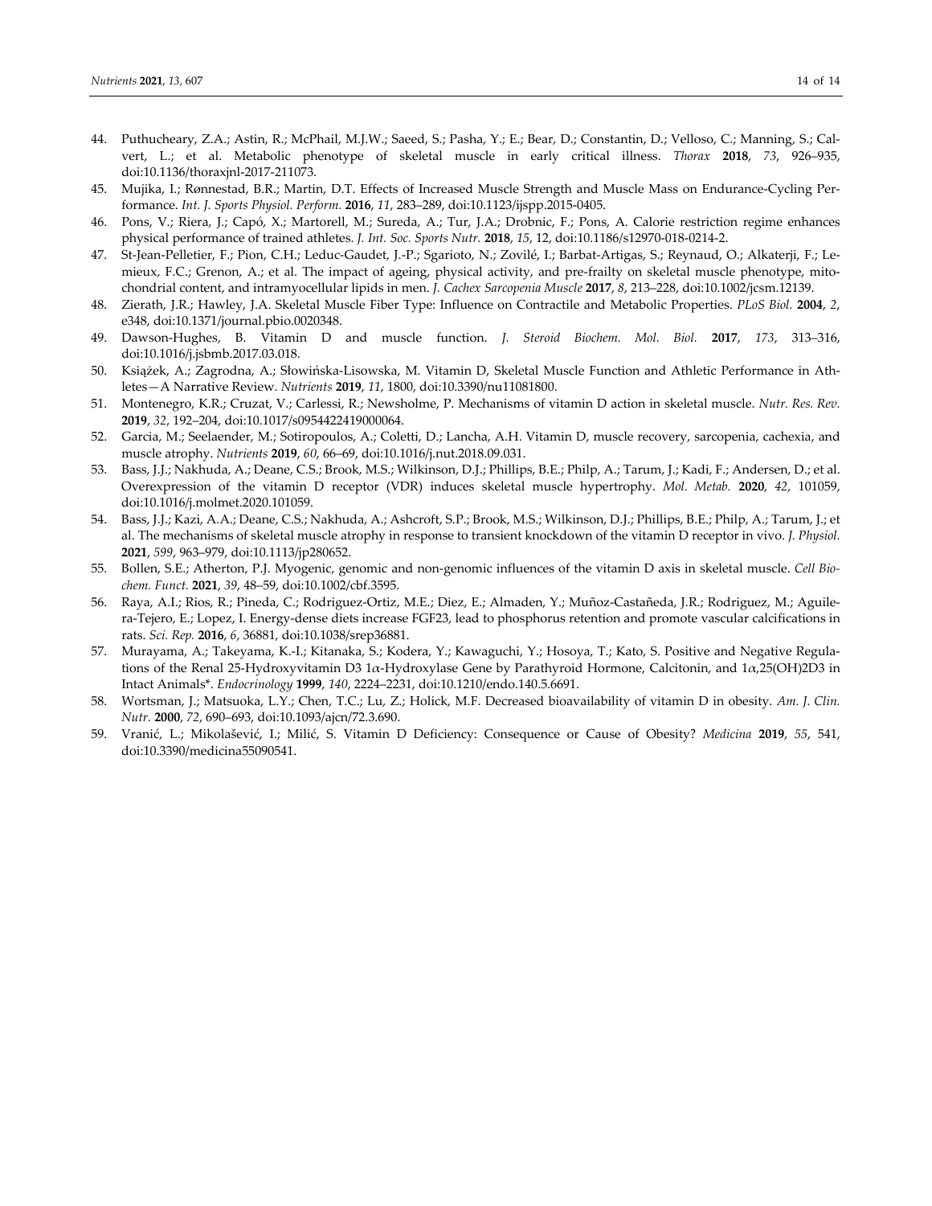44. Puthucheary, Z.A.; Astin, R.; McPhail, M.J.W.; Saeed, S.; Pasha, Y.; E.; Bear, D.; Constantin, D.; Velloso, C.; Manning, S.; Calvert, L.; et al. Metabolic phenotype of skeletal muscle in early critical illness. *Thorax* **2018**, *73*, 926–935, doi:10.1136/thoraxjnl-2017-211073.
45. Mujika, I.; Rønnestad, B.R.; Martin, D.T. Effects of Increased Muscle Strength and Muscle Mass on Endurance-Cycling Performance. *Int. J. Sports Physiol. Perform.* **2016**, *11*, 283–289, doi:10.1123/ijspp.2015-0405.
46. Pons, V.; Riera, J.; Capó, X.; Martorell, M.; Sureda, A.; Tur, J.A.; Drobnic, F.; Pons, A. Calorie restriction regime enhances physical performance of trained athletes. *J. Int. Soc. Sports Nutr.* **2018**, *15*, 12, doi:10.1186/s12970-018-0214-2.
47. St-Jean-Pelletier, F.; Pion, C.H.; Leduc-Gaudet, J.-P.; Sgarioto, N.; Zovilé, I.; Barbat-Artigas, S.; Reynaud, O.; Alkaterji, F.; Lemieux, F.C.; Grenon, A.; et al. The impact of ageing, physical activity, and pre-frailty on skeletal muscle phenotype, mitochondrial content, and intramyocellular lipids in men. *J. Cachex Sarcopenia Muscle* **2017**, *8*, 213–228, doi:10.1002/jcsm.12139.
48. Zierath, J.R.; Hawley, J.A. Skeletal Muscle Fiber Type: Influence on Contractile and Metabolic Properties. *PLoS Biol.* **2004**, *2*, e348, doi:10.1371/journal.pbio.0020348.
49. Dawson-Hughes, B. Vitamin D and muscle function. *J. Steroid Biochem. Mol. Biol.* **2017**, *173*, 313–316, doi:10.1016/j.jsbmb.2017.03.018.
50. Książek, A.; Zagrodna, A.; Słowińska-Lisowska, M. Vitamin D, Skeletal Muscle Function and Athletic Performance in Athletes—A Narrative Review. *Nutrients* **2019**, *11*, 1800, doi:10.3390/nu11081800.
51. Montenegro, K.R.; Cruzat, V.; Carlessi, R.; Newsholme, P. Mechanisms of vitamin D action in skeletal muscle. *Nutr. Res. Rev.* **2019**, *32*, 192–204, doi:10.1017/s0954422419000064.
52. Garcia, M.; Seelaender, M.; Sotiropoulos, A.; Coletti, D.; Lancha, A.H. Vitamin D, muscle recovery, sarcopenia, cachexia, and muscle atrophy. *Nutrients* **2019**, *60*, 66–69, doi:10.1016/j.nut.2018.09.031.
53. Bass, J.J.; Nakhuda, A.; Deane, C.S.; Brook, M.S.; Wilkinson, D.J.; Phillips, B.E.; Philp, A.; Tarum, J.; Kadi, F.; Andersen, D.; et al. Overexpression of the vitamin D receptor (VDR) induces skeletal muscle hypertrophy. *Mol. Metab.* **2020**, *42*, 101059, doi:10.1016/j.molmet.2020.101059.
54. Bass, J.J.; Kazi, A.A.; Deane, C.S.; Nakhuda, A.; Ashcroft, S.P.; Brook, M.S.; Wilkinson, D.J.; Phillips, B.E.; Philp, A.; Tarum, J.; et al. The mechanisms of skeletal muscle atrophy in response to transient knockdown of the vitamin D receptor in vivo. *J. Physiol.* **2021**, *599*, 963–979, doi:10.1113/jp280652.
55. Bollen, S.E.; Atherton, P.J. Myogenic, genomic and non-genomic influences of the vitamin D axis in skeletal muscle. *Cell Biochem. Funct.* **2021**, *39*, 48–59, doi:10.1002/cbf.3595.
56. Raya, A.I.; Rios, R.; Pineda, C.; Rodriguez-Ortiz, M.E.; Diez, E.; Almaden, Y.; Muñoz-Castañeda, J.R.; Rodriguez, M.; Aguilera-Tejero, E.; Lopez, I. Energy-dense diets increase FGF23, lead to phosphorus retention and promote vascular calcifications in rats. *Sci. Rep.* **2016**, *6*, 36881, doi:10.1038/srep36881.
57. Murayama, A.; Takeyama, K.-I.; Kitanaka, S.; Kodera, Y.; Kawaguchi, Y.; Hosoya, T.; Kato, S. Positive and Negative Regulations of the Renal 25-Hydroxyvitamin D3 $1\alpha$-Hydroxylase Gene by Parathyroid Hormone, Calcitonin, and $1\alpha$,25(OH)2D3 in Intact Animals*. *Endocrinology* **1999**, *140*, 2224–2231, doi:10.1210/endo.140.5.6691.
58. Wortsman, J.; Matsuoka, L.Y.; Chen, T.C.; Lu, Z.; Holick, M.F. Decreased bioavailability of vitamin D in obesity. *Am. J. Clin. Nutr.* **2000**, *72*, 690–693, doi:10.1093/ajcn/72.3.690.
59. Vranić, L.; Mikolašević, I.; Milić, S. Vitamin D Deficiency: Consequence or Cause of Obesity? *Medicina* **2019**, *55*, 541, doi:10.3390/medicina55090541.